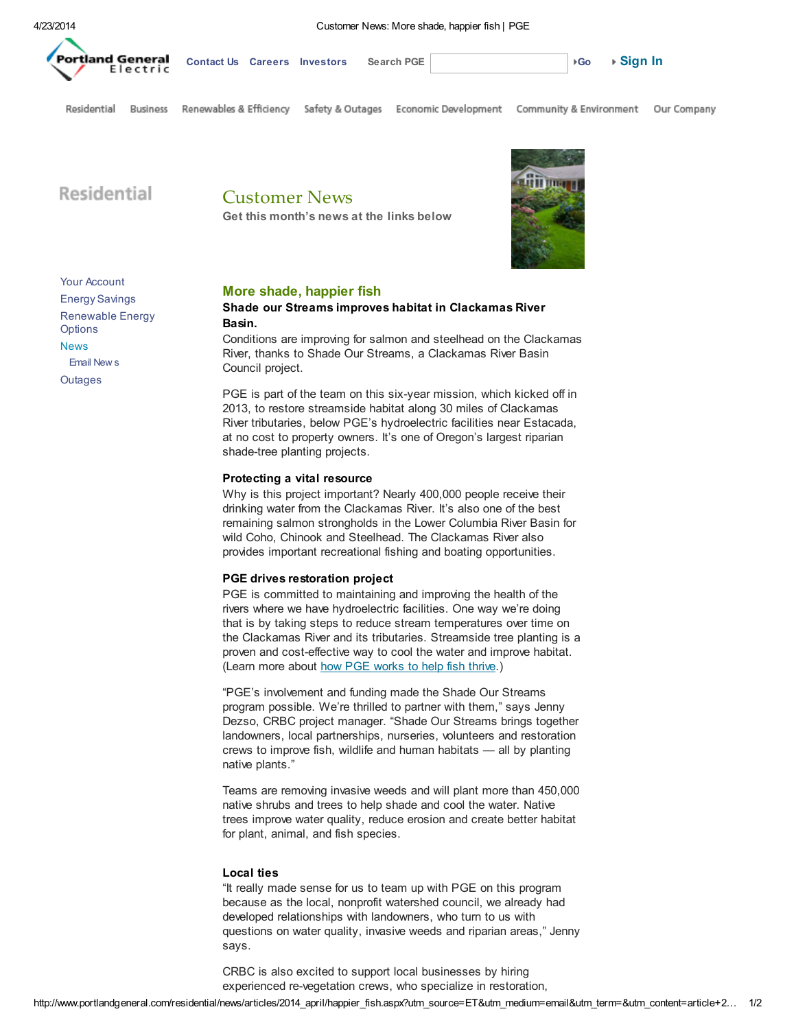Portland General Electric

Contact Us   Careers   Investors   Search PGE   Go   Sign In

Residential   Business   Renewables & Efficiency   Safety & Outages   Economic Development   Community & Environment   Our Company

Residential

# Customer News

Get this month's news at the links below

- Your Account
- Energy Savings
- Renewable Energy Options
- News
  - Email News
- Outages

## More shade, happier fish

**Shade our Streams improves habitat in Clackamas River Basin.**

Conditions are improving for salmon and steelhead on the Clackamas River, thanks to Shade Our Streams, a Clackamas River Basin Council project.

PGE is part of the team on this six-year mission, which kicked off in 2013, to restore streamside habitat along 30 miles of Clackamas River tributaries, below PGE's hydroelectric facilities near Estacada, at no cost to property owners. It's one of Oregon's largest riparian shade-tree planting projects.

### Protecting a vital resource

Why is this project important? Nearly 400,000 people receive their drinking water from the Clackamas River. It's also one of the best remaining salmon strongholds in the Lower Columbia River Basin for wild Coho, Chinook and Steelhead. The Clackamas River also provides important recreational fishing and boating opportunities.

### PGE drives restoration project

PGE is committed to maintaining and improving the health of the rivers where we have hydroelectric facilities. One way we're doing that is by taking steps to reduce stream temperatures over time on the Clackamas River and its tributaries. Streamside tree planting is a proven and cost-effective way to cool the water and improve habitat. (Learn more about how PGE works to help fish thrive.)

"PGE's involvement and funding made the Shade Our Streams program possible. We're thrilled to partner with them," says Jenny Dezso, CRBC project manager. "Shade Our Streams brings together landowners, local partnerships, nurseries, volunteers and restoration crews to improve fish, wildlife and human habitats — all by planting native plants."

Teams are removing invasive weeds and will plant more than 450,000 native shrubs and trees to help shade and cool the water. Native trees improve water quality, reduce erosion and create better habitat for plant, animal, and fish species.

### Local ties

"It really made sense for us to team up with PGE on this program because as the local, nonprofit watershed council, we already had developed relationships with landowners, who turn to us with questions on water quality, invasive weeds and riparian areas," Jenny says.

CRBC is also excited to support local businesses by hiring experienced re-vegetation crews, who specialize in restoration,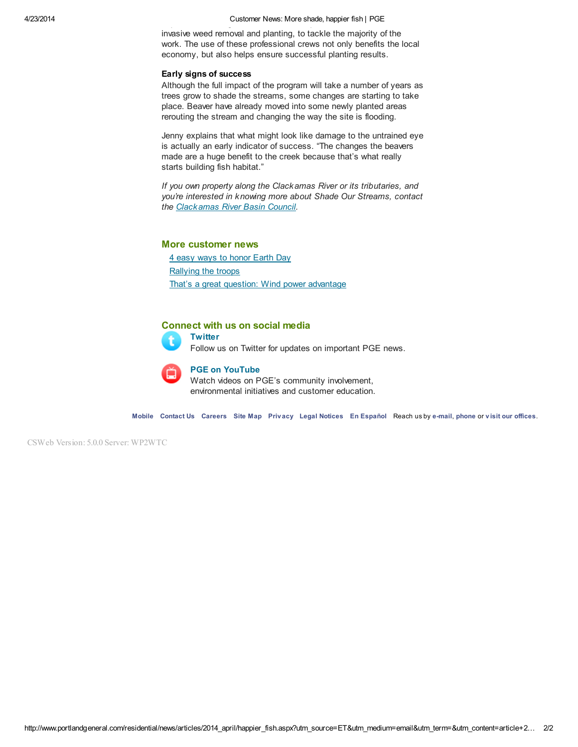invasive weed removal and planting, to tackle the majority of the work. The use of these professional crews not only benefits the local economy, but also helps ensure successful planting results.

**Early signs of success**

Although the full impact of the program will take a number of years as trees grow to shade the streams, some changes are starting to take place. Beaver have already moved into some newly planted areas rerouting the stream and changing the way the site is flooding.

Jenny explains that what might look like damage to the untrained eye is actually an early indicator of success. "The changes the beavers made are a huge benefit to the creek because that's what really starts building fish habitat."

*If you own property along the Clackamas River or its tributaries, and you're interested in knowing more about Shade Our Streams, contact the [Clackamas River Basin Council](#).*

## More customer news

- [4 easy ways to honor Earth Day](#)
- [Rallying the troops](#)
- [That's a great question: Wind power advantage](#)

## Connect with us on social media

**Twitter**
Follow us on Twitter for updates on important PGE news.

**PGE on YouTube**
Watch videos on PGE's community involvement, environmental initiatives and customer education.

Mobile | Contact Us | Careers | Site Map | Privacy | Legal Notices | En Español | Reach us by e-mail, phone or visit our offices.

CSWeb Version: 5.0.0 Server: WP2WTC